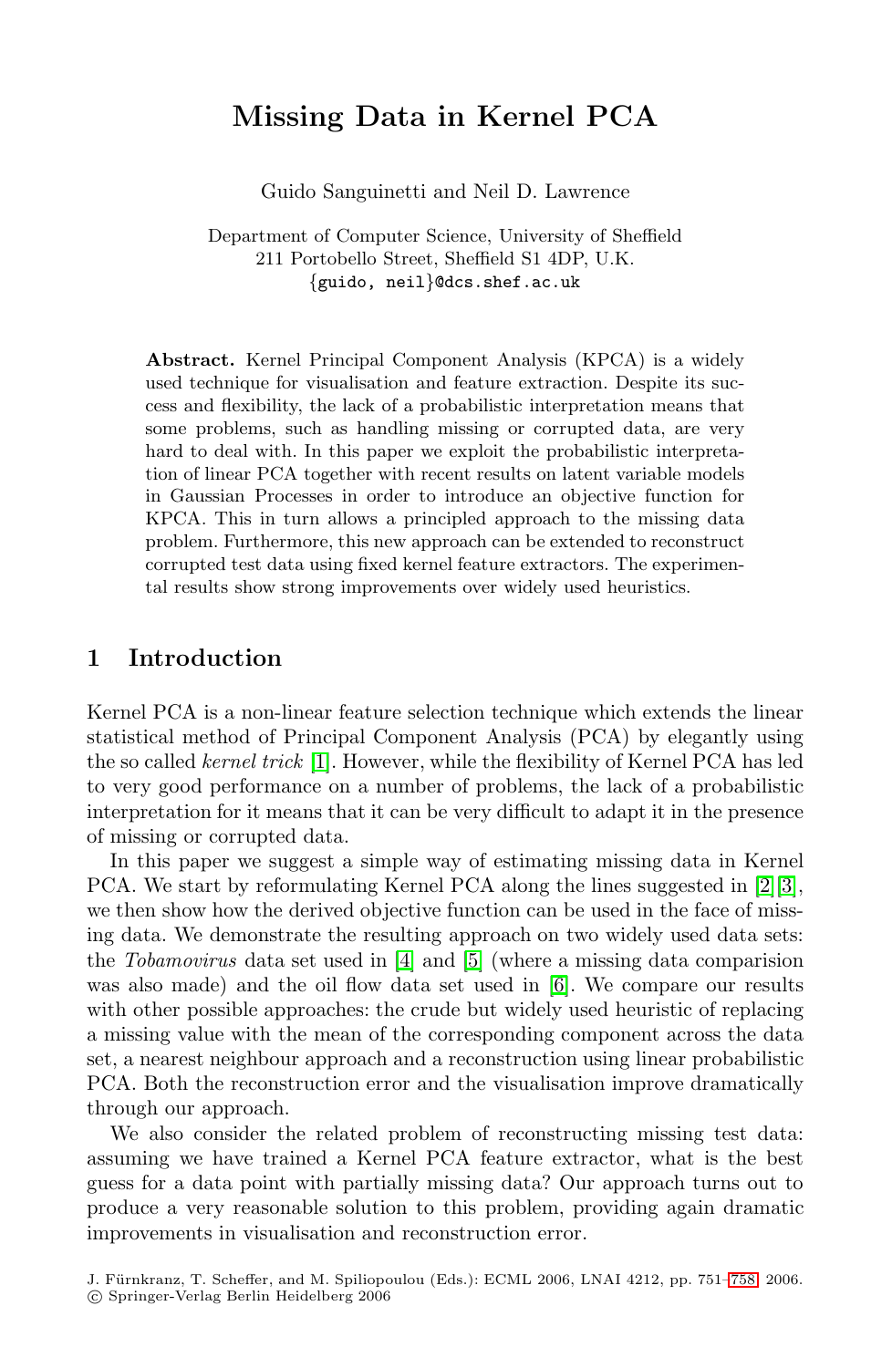# Missing Data in Kernel PCA

Guido Sanguinetti and Neil D. Lawrence

Department of Computer Science, University of Sheffield
211 Portobello Street, Sheffield S1 4DP, U.K.
{guido, neil}@dcs.shef.ac.uk

**Abstract.** Kernel Principal Component Analysis (KPCA) is a widely used technique for visualisation and feature extraction. Despite its success and flexibility, the lack of a probabilistic interpretation means that some problems, such as handling missing or corrupted data, are very hard to deal with. In this paper we exploit the probabilistic interpretation of linear PCA together with recent results on latent variable models in Gaussian Processes in order to introduce an objective function for KPCA. This in turn allows a principled approach to the missing data problem. Furthermore, this new approach can be extended to reconstruct corrupted test data using fixed kernel feature extractors. The experimental results show strong improvements over widely used heuristics.

## 1 Introduction

Kernel PCA is a non-linear feature selection technique which extends the linear statistical method of Principal Component Analysis (PCA) by elegantly using the so called *kernel trick* [1]. However, while the flexibility of Kernel PCA has led to very good performance on a number of problems, the lack of a probabilistic interpretation for it means that it can be very difficult to adapt it in the presence of missing or corrupted data.

In this paper we suggest a simple way of estimating missing data in Kernel PCA. We start by reformulating Kernel PCA along the lines suggested in [2][3], we then show how the derived objective function can be used in the face of missing data. We demonstrate the resulting approach on two widely used data sets: the *Tobamovirus* data set used in [4] and [5] (where a missing data comparision was also made) and the oil flow data set used in [6]. We compare our results with other possible approaches: the crude but widely used heuristic of replacing a missing value with the mean of the corresponding component across the data set, a nearest neighbour approach and a reconstruction using linear probabilistic PCA. Both the reconstruction error and the visualisation improve dramatically through our approach.

We also consider the related problem of reconstructing missing test data: assuming we have trained a Kernel PCA feature extractor, what is the best guess for a data point with partially missing data? Our approach turns out to produce a very reasonable solution to this problem, providing again dramatic improvements in visualisation and reconstruction error.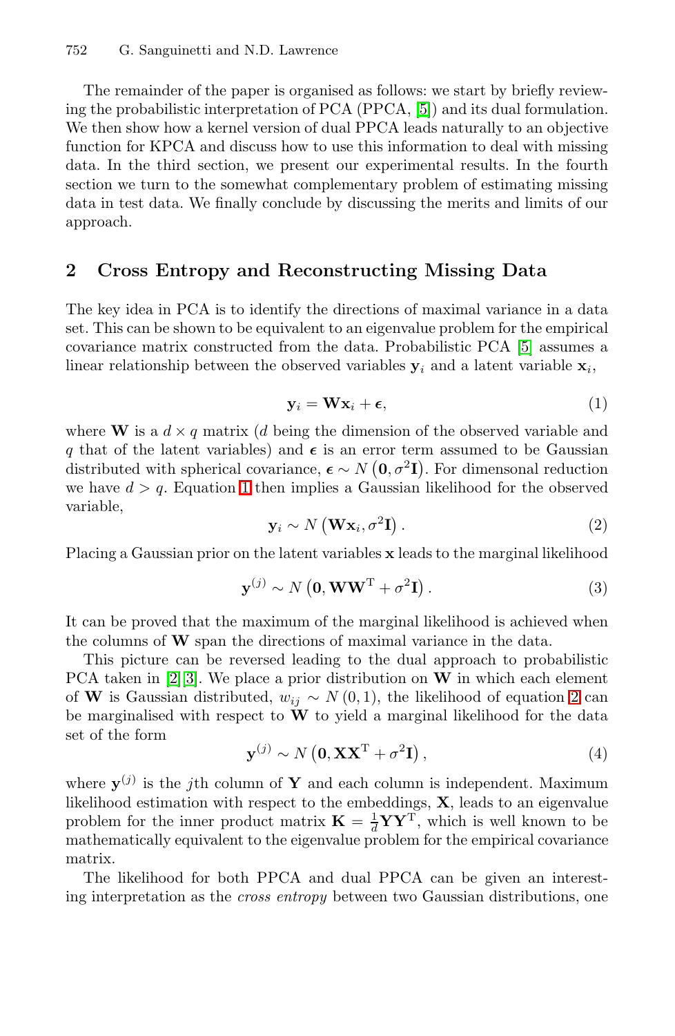The remainder of the paper is organised as follows: we start by briefly reviewing the probabilistic interpretation of PCA (PPCA, [5]) and its dual formulation. We then show how a kernel version of dual PPCA leads naturally to an objective function for KPCA and discuss how to use this information to deal with missing data. In the third section, we present our experimental results. In the fourth section we turn to the somewhat complementary problem of estimating missing data in test data. We finally conclude by discussing the merits and limits of our approach.

## 2 Cross Entropy and Reconstructing Missing Data

The key idea in PCA is to identify the directions of maximal variance in a data set. This can be shown to be equivalent to an eigenvalue problem for the empirical covariance matrix constructed from the data. Probabilistic PCA [5] assumes a linear relationship between the observed variables $\mathbf{y}_i$ and a latent variable $\mathbf{x}_i$,

$$\mathbf{y}_i = \mathbf{W}\mathbf{x}_i + \boldsymbol{\epsilon}, \tag{1}$$

where $\mathbf{W}$ is a $d \times q$ matrix ($d$ being the dimension of the observed variable and $q$ that of the latent variables) and $\boldsymbol{\epsilon}$ is an error term assumed to be Gaussian distributed with spherical covariance, $\boldsymbol{\epsilon} \sim N\left(\mathbf{0}, \sigma^2\mathbf{I}\right)$. For dimensonal reduction we have $d > q$. Equation 1 then implies a Gaussian likelihood for the observed variable,

$$\mathbf{y}_i \sim N\left(\mathbf{W}\mathbf{x}_i, \sigma^2\mathbf{I}\right). \tag{2}$$

Placing a Gaussian prior on the latent variables $\mathbf{x}$ leads to the marginal likelihood

$$\mathbf{y}^{(j)} \sim N\left(\mathbf{0}, \mathbf{W}\mathbf{W}^{\mathrm{T}} + \sigma^2\mathbf{I}\right). \tag{3}$$

It can be proved that the maximum of the marginal likelihood is achieved when the columns of $\mathbf{W}$ span the directions of maximal variance in the data.

This picture can be reversed leading to the dual approach to probabilistic PCA taken in [2][3]. We place a prior distribution on $\mathbf{W}$ in which each element of $\mathbf{W}$ is Gaussian distributed, $w_{ij} \sim N(0, 1)$, the likelihood of equation 2 can be marginalised with respect to $\mathbf{W}$ to yield a marginal likelihood for the data set of the form

$$\mathbf{y}^{(j)} \sim N\left(\mathbf{0}, \mathbf{X}\mathbf{X}^{\mathrm{T}} + \sigma^2\mathbf{I}\right), \tag{4}$$

where $\mathbf{y}^{(j)}$ is the $j$th column of $\mathbf{Y}$ and each column is independent. Maximum likelihood estimation with respect to the embeddings, $\mathbf{X}$, leads to an eigenvalue problem for the inner product matrix $\mathbf{K} = \frac{1}{d}\mathbf{Y}\mathbf{Y}^{\mathrm{T}}$, which is well known to be mathematically equivalent to the eigenvalue problem for the empirical covariance matrix.

The likelihood for both PPCA and dual PPCA can be given an interesting interpretation as the *cross entropy* between two Gaussian distributions, one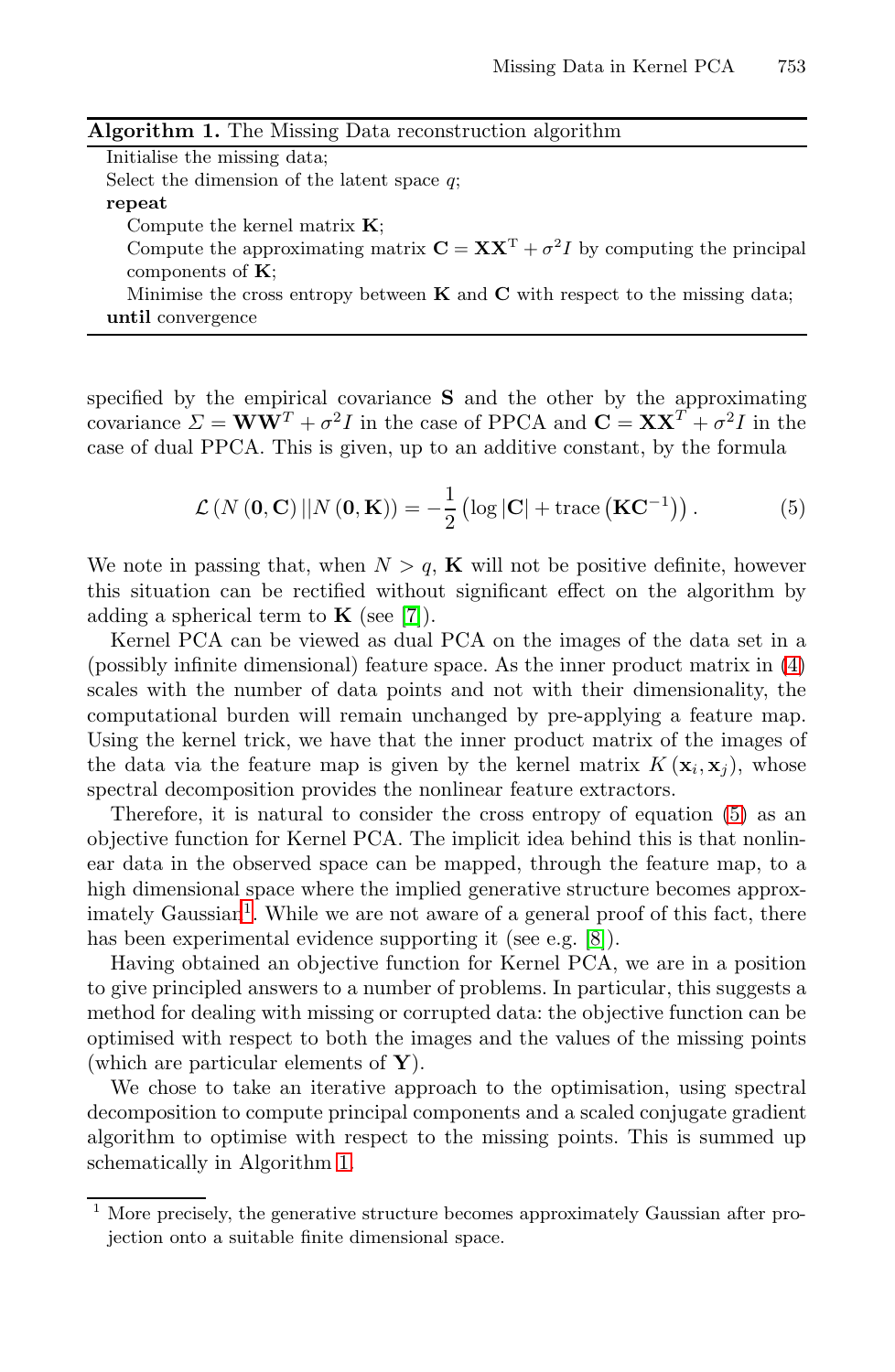**Algorithm 1.** The Missing Data reconstruction algorithm

```
Initialise the missing data;
Select the dimension of the latent space q;
repeat
    Compute the kernel matrix K;
    Compute the approximating matrix C = XX^T + σ^2 I by computing the principal
    components of K;
    Minimise the cross entropy between K and C with respect to the missing data;
until convergence
```

specified by the empirical covariance $\mathbf{S}$ and the other by the approximating covariance $\Sigma = \mathbf{W}\mathbf{W}^T + \sigma^2 I$ in the case of PPCA and $\mathbf{C} = \mathbf{X}\mathbf{X}^T + \sigma^2 I$ in the case of dual PPCA. This is given, up to an additive constant, by the formula

$$\mathcal{L}\left(N\left(\mathbf{0}, \mathbf{C}\right) || N\left(\mathbf{0}, \mathbf{K}\right)\right) = -\frac{1}{2}\left(\log|\mathbf{C}| + \text{trace}\left(\mathbf{K}\mathbf{C}^{-1}\right)\right). \tag{5}$$

We note in passing that, when $N > q$, $\mathbf{K}$ will not be positive definite, however this situation can be rectified without significant effect on the algorithm by adding a spherical term to $\mathbf{K}$ (see [7]).

Kernel PCA can be viewed as dual PCA on the images of the data set in a (possibly infinite dimensional) feature space. As the inner product matrix in (4) scales with the number of data points and not with their dimensionality, the computational burden will remain unchanged by pre-applying a feature map. Using the kernel trick, we have that the inner product matrix of the images of the data via the feature map is given by the kernel matrix $K(\mathbf{x}_i, \mathbf{x}_j)$, whose spectral decomposition provides the nonlinear feature extractors.

Therefore, it is natural to consider the cross entropy of equation (5) as an objective function for Kernel PCA. The implicit idea behind this is that nonlinear data in the observed space can be mapped, through the feature map, to a high dimensional space where the implied generative structure becomes approximately Gaussian[1]. While we are not aware of a general proof of this fact, there has been experimental evidence supporting it (see e.g. [8]).

Having obtained an objective function for Kernel PCA, we are in a position to give principled answers to a number of problems. In particular, this suggests a method for dealing with missing or corrupted data: the objective function can be optimised with respect to both the images and the values of the missing points (which are particular elements of $\mathbf{Y}$).

We chose to take an iterative approach to the optimisation, using spectral decomposition to compute principal components and a scaled conjugate gradient algorithm to optimise with respect to the missing points. This is summed up schematically in Algorithm 1.

[1] More precisely, the generative structure becomes approximately Gaussian after projection onto a suitable finite dimensional space.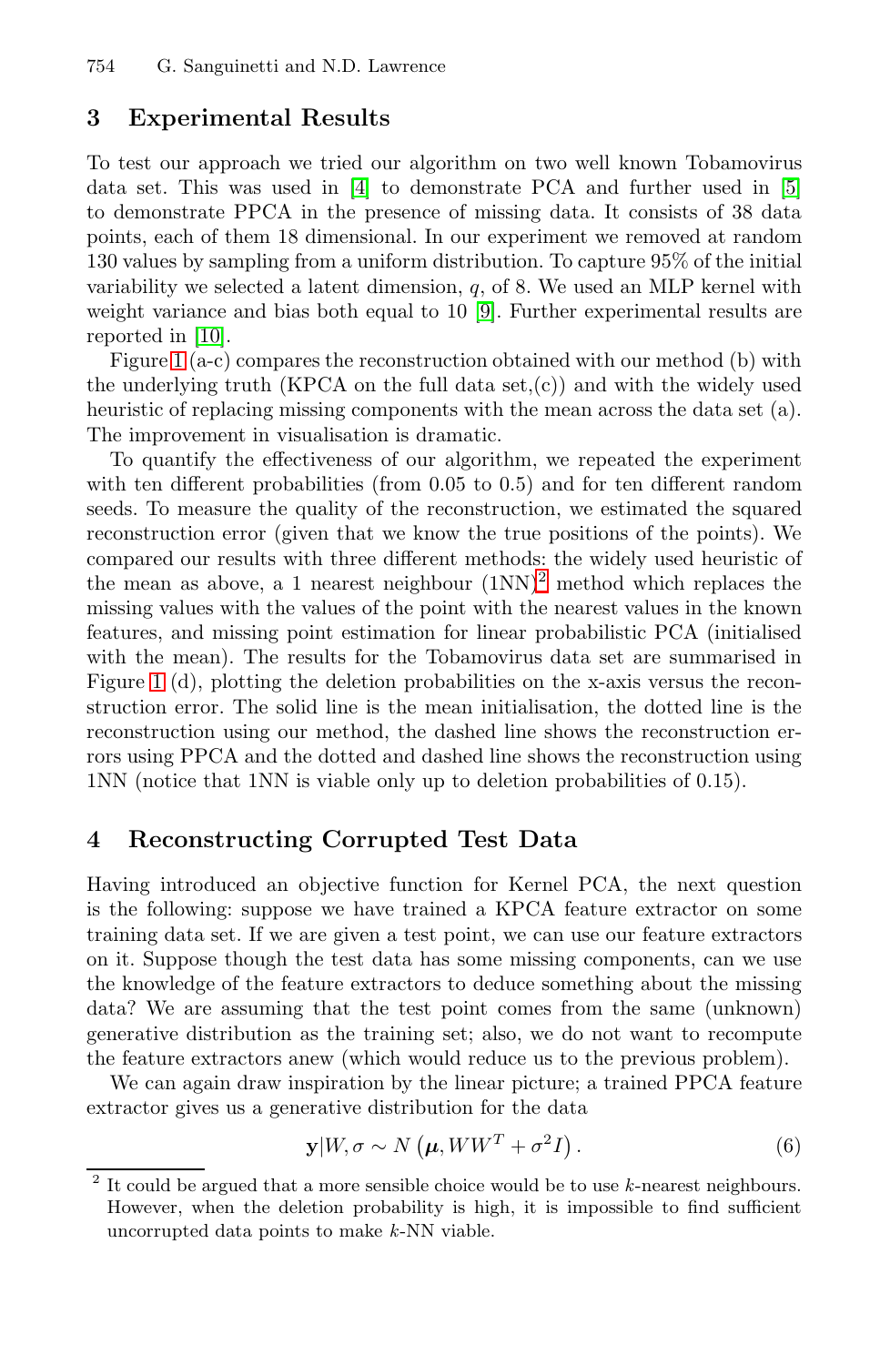## 3 Experimental Results

To test our approach we tried our algorithm on two well known Tobamovirus data set. This was used in [4] to demonstrate PCA and further used in [5] to demonstrate PPCA in the presence of missing data. It consists of 38 data points, each of them 18 dimensional. In our experiment we removed at random 130 values by sampling from a uniform distribution. To capture 95% of the initial variability we selected a latent dimension, $q$, of 8. We used an MLP kernel with weight variance and bias both equal to 10 [9]. Further experimental results are reported in [10].

Figure 1 (a-c) compares the reconstruction obtained with our method (b) with the underlying truth (KPCA on the full data set,(c)) and with the widely used heuristic of replacing missing components with the mean across the data set (a). The improvement in visualisation is dramatic.

To quantify the effectiveness of our algorithm, we repeated the experiment with ten different probabilities (from 0.05 to 0.5) and for ten different random seeds. To measure the quality of the reconstruction, we estimated the squared reconstruction error (given that we know the true positions of the points). We compared our results with three different methods: the widely used heuristic of the mean as above, a 1 nearest neighbour (1NN)[2] method which replaces the missing values with the values of the point with the nearest values in the known features, and missing point estimation for linear probabilistic PCA (initialised with the mean). The results for the Tobamovirus data set are summarised in Figure 1 (d), plotting the deletion probabilities on the x-axis versus the reconstruction error. The solid line is the mean initialisation, the dotted line is the reconstruction using our method, the dashed line shows the reconstruction errors using PPCA and the dotted and dashed line shows the reconstruction using 1NN (notice that 1NN is viable only up to deletion probabilities of 0.15).

## 4 Reconstructing Corrupted Test Data

Having introduced an objective function for Kernel PCA, the next question is the following: suppose we have trained a KPCA feature extractor on some training data set. If we are given a test point, we can use our feature extractors on it. Suppose though the test data has some missing components, can we use the knowledge of the feature extractors to deduce something about the missing data? We are assuming that the test point comes from the same (unknown) generative distribution as the training set; also, we do not want to recompute the feature extractors anew (which would reduce us to the previous problem).

We can again draw inspiration by the linear picture; a trained PPCA feature extractor gives us a generative distribution for the data

$$\mathbf{y}|W, \sigma \sim N\left(\boldsymbol{\mu}, WW^T + \sigma^2 I\right). \tag{6}$$

[2] It could be argued that a more sensible choice would be to use $k$-nearest neighbours. However, when the deletion probability is high, it is impossible to find sufficient uncorrupted data points to make $k$-NN viable.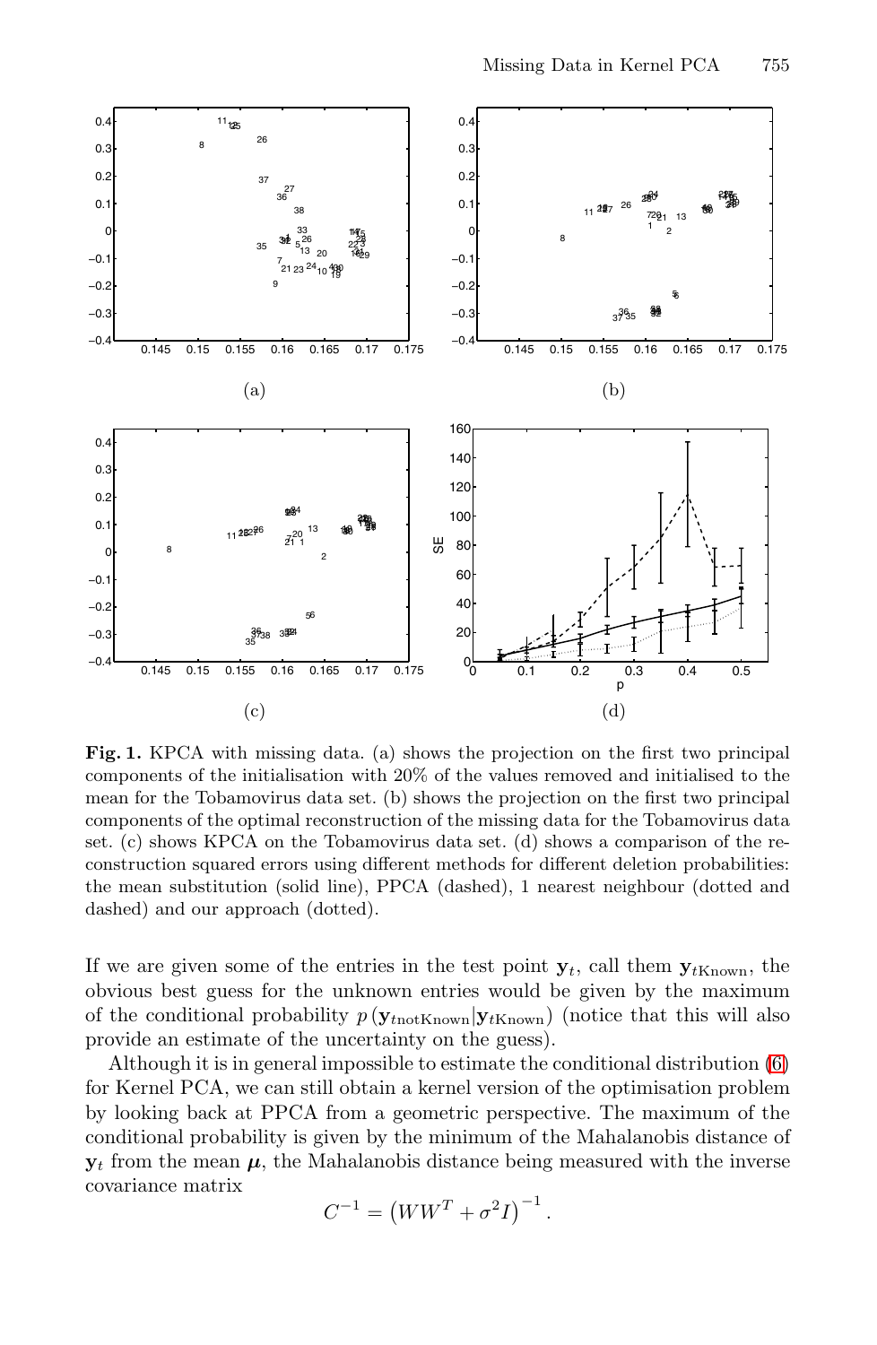**Fig. 1.** KPCA with missing data. (a) shows the projection on the first two principal components of the initialisation with 20% of the values removed and initialised to the mean for the Tobamovirus data set. (b) shows the projection on the first two principal components of the optimal reconstruction of the missing data for the Tobamovirus data set. (c) shows KPCA on the Tobamovirus data set. (d) shows a comparison of the reconstruction squared errors using different methods for different deletion probabilities: the mean substitution (solid line), PPCA (dashed), 1 nearest neighbour (dotted and dashed) and our approach (dotted).

If we are given some of the entries in the test point $\mathbf{y}_t$, call them $\mathbf{y}_{t\text{Known}}$, the obvious best guess for the unknown entries would be given by the maximum of the conditional probability $p\left(\mathbf{y}_{t\text{notKnown}}|\mathbf{y}_{t\text{Known}}\right)$ (notice that this will also provide an estimate of the uncertainty on the guess).

Although it is in general impossible to estimate the conditional distribution (6) for Kernel PCA, we can still obtain a kernel version of the optimisation problem by looking back at PPCA from a geometric perspective. The maximum of the conditional probability is given by the minimum of the Mahalanobis distance of $\mathbf{y}_t$ from the mean $\boldsymbol{\mu}$, the Mahalanobis distance being measured with the inverse covariance matrix

$$C^{-1} = \left(WW^T + \sigma^2 I\right)^{-1}.$$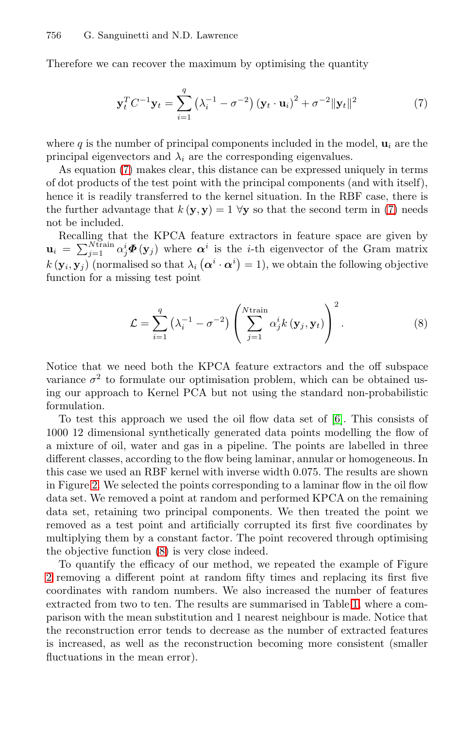Therefore we can recover the maximum by optimising the quantity

$$\mathbf{y}_t^T C^{-1} \mathbf{y}_t = \sum_{i=1}^{q} \left(\lambda_i^{-1} - \sigma^{-2}\right) \left(\mathbf{y}_t \cdot \mathbf{u}_i\right)^2 + \sigma^{-2} \|\mathbf{y}_t\|^2 \tag{7}$$

where $q$ is the number of principal components included in the model, $\mathbf{u}_i$ are the principal eigenvectors and $\lambda_i$ are the corresponding eigenvalues.

As equation (7) makes clear, this distance can be expressed uniquely in terms of dot products of the test point with the principal components (and with itself), hence it is readily transferred to the kernel situation. In the RBF case, there is the further advantage that $k(\mathbf{y}, \mathbf{y}) = 1 \ \forall \mathbf{y}$ so that the second term in (7) needs not be included.

Recalling that the KPCA feature extractors in feature space are given by $\mathbf{u}_i = \sum_{j=1}^{N\text{train}} \alpha_j^i \boldsymbol{\Phi}(\mathbf{y}_j)$ where $\boldsymbol{\alpha}^i$ is the $i$-th eigenvector of the Gram matrix $k(\mathbf{y}_i, \mathbf{y}_j)$ (normalised so that $\lambda_i \left(\boldsymbol{\alpha}^i \cdot \boldsymbol{\alpha}^i\right) = 1$), we obtain the following objective function for a missing test point

$$\mathcal{L} = \sum_{i=1}^{q} \left(\lambda_i^{-1} - \sigma^{-2}\right) \left( \sum_{j=1}^{N\text{train}} \alpha_j^i k(\mathbf{y}_j, \mathbf{y}_t) \right)^2 . \tag{8}$$

Notice that we need both the KPCA feature extractors and the off subspace variance $\sigma^2$ to formulate our optimisation problem, which can be obtained using our approach to Kernel PCA but not using the standard non-probabilistic formulation.

To test this approach we used the oil flow data set of [6]. This consists of 1000 12 dimensional synthetically generated data points modelling the flow of a mixture of oil, water and gas in a pipeline. The points are labelled in three different classes, according to the flow being laminar, annular or homogeneous. In this case we used an RBF kernel with inverse width 0.075. The results are shown in Figure 2. We selected the points corresponding to a laminar flow in the oil flow data set. We removed a point at random and performed KPCA on the remaining data set, retaining two principal components. We then treated the point we removed as a test point and artificially corrupted its first five coordinates by multiplying them by a constant factor. The point recovered through optimising the objective function (8) is very close indeed.

To quantify the efficacy of our method, we repeated the example of Figure 2 removing a different point at random fifty times and replacing its first five coordinates with random numbers. We also increased the number of features extracted from two to ten. The results are summarised in Table 1, where a comparison with the mean substitution and 1 nearest neighbour is made. Notice that the reconstruction error tends to decrease as the number of extracted features is increased, as well as the reconstruction becoming more consistent (smaller fluctuations in the mean error).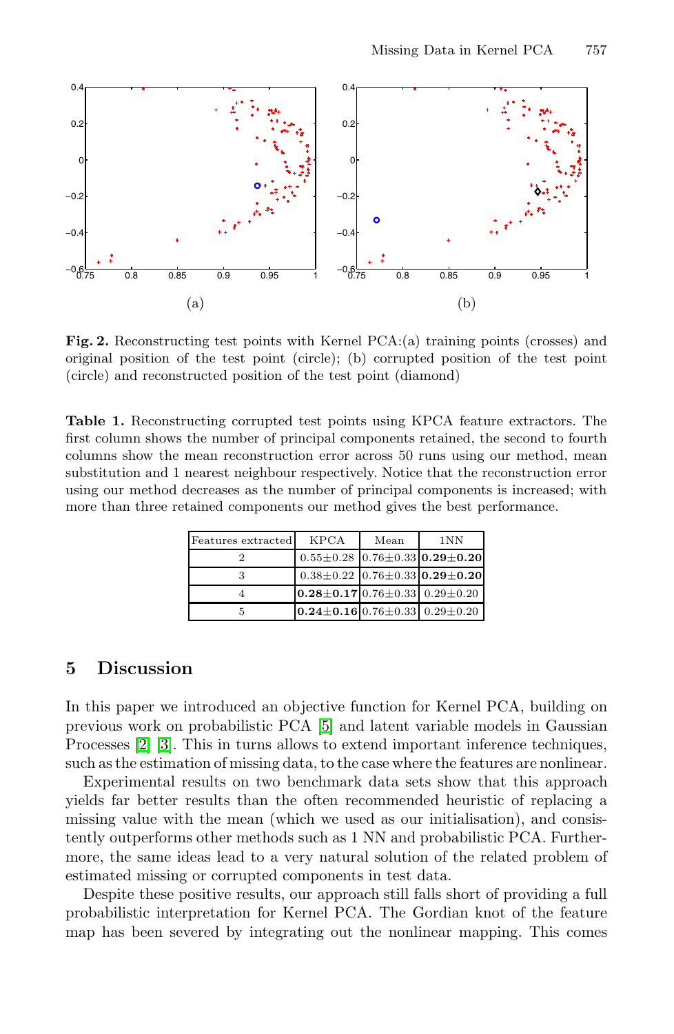**Fig. 2.** Reconstructing test points with Kernel PCA:(a) training points (crosses) and original position of the test point (circle); (b) corrupted position of the test point (circle) and reconstructed position of the test point (diamond)

**Table 1.** Reconstructing corrupted test points using KPCA feature extractors. The first column shows the number of principal components retained, the second to fourth columns show the mean reconstruction error across 50 runs using our method, mean substitution and 1 nearest neighbour respectively. Notice that the reconstruction error using our method decreases as the number of principal components is increased; with more than three retained components our method gives the best performance.

| Features extracted | KPCA | Mean | 1NN |
|---|---|---|---|
| 2 | $0.55 \pm 0.28$ | $0.76 \pm 0.33$ | $\mathbf{0.29 \pm 0.20}$ |
| 3 | $0.38 \pm 0.22$ | $0.76 \pm 0.33$ | $\mathbf{0.29 \pm 0.20}$ |
| 4 | $\mathbf{0.28 \pm 0.17}$ | $0.76 \pm 0.33$ | $0.29 \pm 0.20$ |
| 5 | $\mathbf{0.24 \pm 0.16}$ | $0.76 \pm 0.33$ | $0.29 \pm 0.20$ |

## 5 Discussion

In this paper we introduced an objective function for Kernel PCA, building on previous work on probabilistic PCA [5] and latent variable models in Gaussian Processes [2] [3]. This in turns allows to extend important inference techniques, such as the estimation of missing data, to the case where the features are nonlinear.

Experimental results on two benchmark data sets show that this approach yields far better results than the often recommended heuristic of replacing a missing value with the mean (which we used as our initialisation), and consistently outperforms other methods such as 1 NN and probabilistic PCA. Furthermore, the same ideas lead to a very natural solution of the related problem of estimated missing or corrupted components in test data.

Despite these positive results, our approach still falls short of providing a full probabilistic interpretation for Kernel PCA. The Gordian knot of the feature map has been severed by integrating out the nonlinear mapping. This comes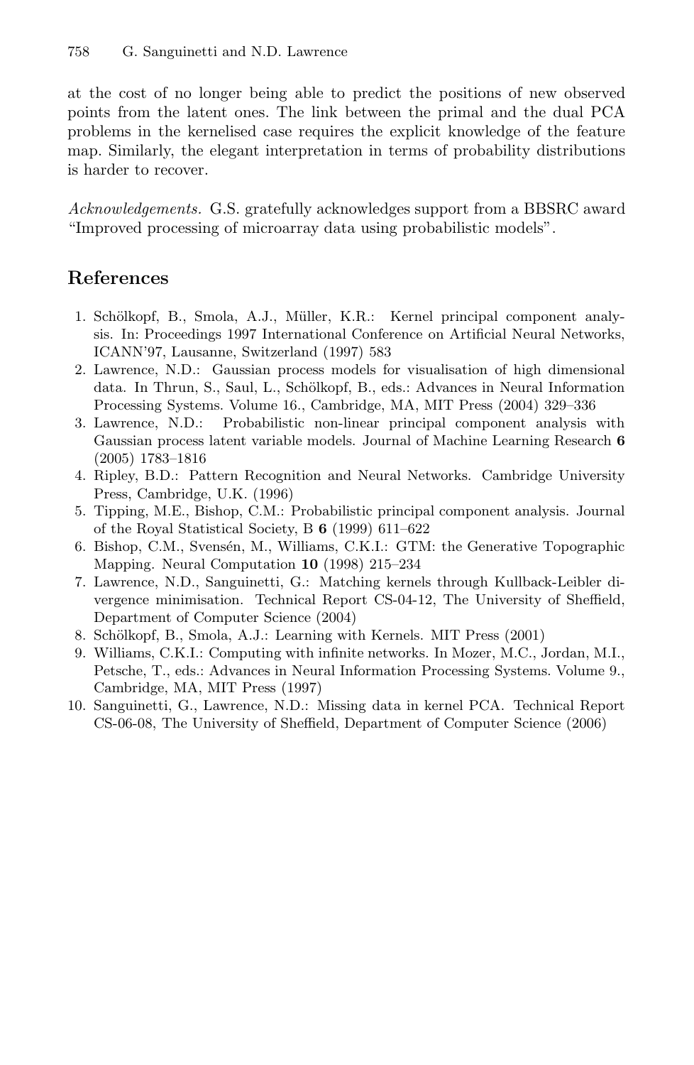at the cost of no longer being able to predict the positions of new observed points from the latent ones. The link between the primal and the dual PCA problems in the kernelised case requires the explicit knowledge of the feature map. Similarly, the elegant interpretation in terms of probability distributions is harder to recover.

*Acknowledgements.* G.S. gratefully acknowledges support from a BBSRC award "Improved processing of microarray data using probabilistic models".

## References

1. Schölkopf, B., Smola, A.J., Müller, K.R.: Kernel principal component analysis. In: Proceedings 1997 International Conference on Artificial Neural Networks, ICANN'97, Lausanne, Switzerland (1997) 583
2. Lawrence, N.D.: Gaussian process models for visualisation of high dimensional data. In Thrun, S., Saul, L., Schölkopf, B., eds.: Advances in Neural Information Processing Systems. Volume 16., Cambridge, MA, MIT Press (2004) 329–336
3. Lawrence, N.D.: Probabilistic non-linear principal component analysis with Gaussian process latent variable models. Journal of Machine Learning Research **6** (2005) 1783–1816
4. Ripley, B.D.: Pattern Recognition and Neural Networks. Cambridge University Press, Cambridge, U.K. (1996)
5. Tipping, M.E., Bishop, C.M.: Probabilistic principal component analysis. Journal of the Royal Statistical Society, B **6** (1999) 611–622
6. Bishop, C.M., Svensén, M., Williams, C.K.I.: GTM: the Generative Topographic Mapping. Neural Computation **10** (1998) 215–234
7. Lawrence, N.D., Sanguinetti, G.: Matching kernels through Kullback-Leibler divergence minimisation. Technical Report CS-04-12, The University of Sheffield, Department of Computer Science (2004)
8. Schölkopf, B., Smola, A.J.: Learning with Kernels. MIT Press (2001)
9. Williams, C.K.I.: Computing with infinite networks. In Mozer, M.C., Jordan, M.I., Petsche, T., eds.: Advances in Neural Information Processing Systems. Volume 9., Cambridge, MA, MIT Press (1997)
10. Sanguinetti, G., Lawrence, N.D.: Missing data in kernel PCA. Technical Report CS-06-08, The University of Sheffield, Department of Computer Science (2006)